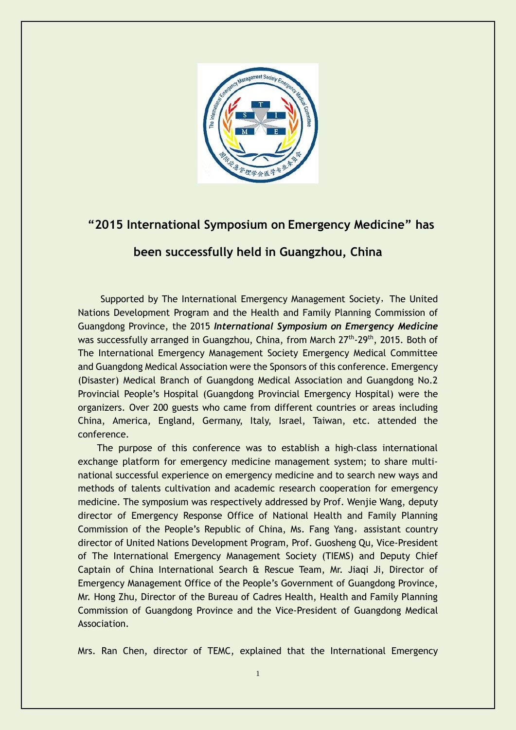# "2015 International Symposium on Emergency Medicine" has been successfully held in Guangzhou, China

Supported by The International Emergency Management Society，The United Nations Development Program and the Health and Family Planning Commission of Guangdong Province, the 2015 ***International Symposium on Emergency Medicine*** was successfully arranged in Guangzhou, China, from March 27$^{th}$-29$^{th}$, 2015. Both of The International Emergency Management Society Emergency Medical Committee and Guangdong Medical Association were the Sponsors of this conference. Emergency (Disaster) Medical Branch of Guangdong Medical Association and Guangdong No.2 Provincial People's Hospital (Guangdong Provincial Emergency Hospital) were the organizers. Over 200 guests who came from different countries or areas including China, America, England, Germany, Italy, Israel, Taiwan, etc. attended the conference.

The purpose of this conference was to establish a high-class international exchange platform for emergency medicine management system; to share multi-national successful experience on emergency medicine and to search new ways and methods of talents cultivation and academic research cooperation for emergency medicine. The symposium was respectively addressed by Prof. Wenjie Wang, deputy director of Emergency Response Office of National Health and Family Planning Commission of the People's Republic of China, Ms. Fang Yang，assistant country director of United Nations Development Program, Prof. Guosheng Qu, Vice-President of The International Emergency Management Society (TIEMS) and Deputy Chief Captain of China International Search & Rescue Team, Mr. Jiaqi Ji, Director of Emergency Management Office of the People's Government of Guangdong Province, Mr. Hong Zhu, Director of the Bureau of Cadres Health, Health and Family Planning Commission of Guangdong Province and the Vice-President of Guangdong Medical Association.

Mrs. Ran Chen, director of TEMC, explained that the International Emergency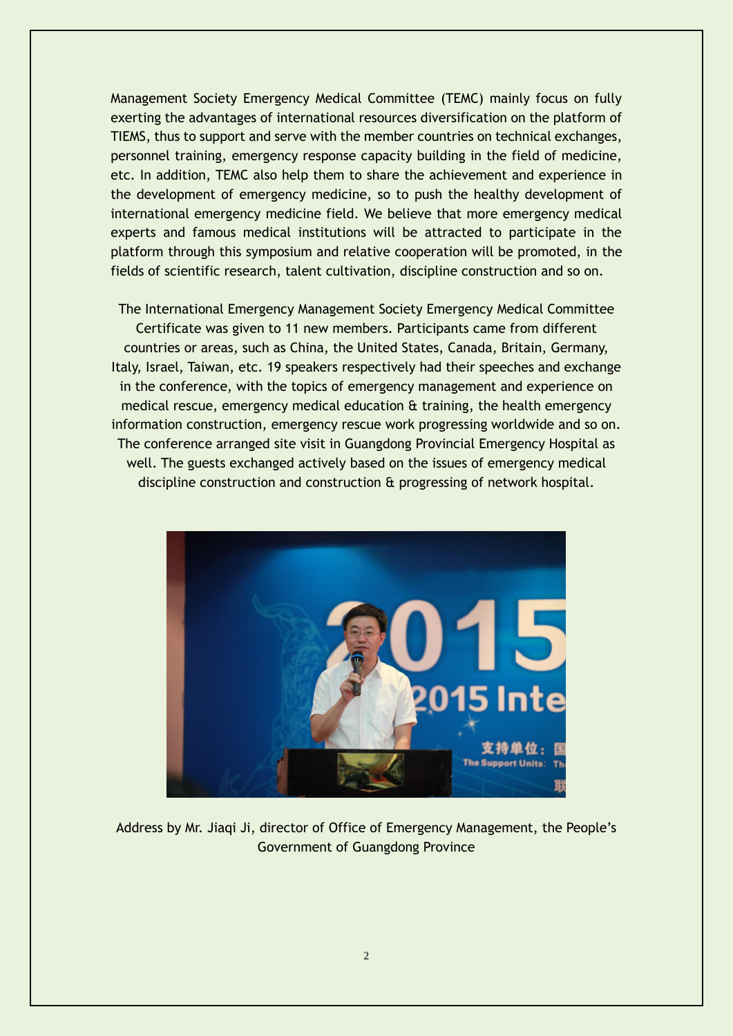Management Society Emergency Medical Committee (TEMC) mainly focus on fully exerting the advantages of international resources diversification on the platform of TIEMS, thus to support and serve with the member countries on technical exchanges, personnel training, emergency response capacity building in the field of medicine, etc. In addition, TEMC also help them to share the achievement and experience in the development of emergency medicine, so to push the healthy development of international emergency medicine field. We believe that more emergency medical experts and famous medical institutions will be attracted to participate in the platform through this symposium and relative cooperation will be promoted, in the fields of scientific research, talent cultivation, discipline construction and so on.

The International Emergency Management Society Emergency Medical Committee Certificate was given to 11 new members. Participants came from different countries or areas, such as China, the United States, Canada, Britain, Germany, Italy, Israel, Taiwan, etc. 19 speakers respectively had their speeches and exchange in the conference, with the topics of emergency management and experience on medical rescue, emergency medical education & training, the health emergency information construction, emergency rescue work progressing worldwide and so on. The conference arranged site visit in Guangdong Provincial Emergency Hospital as well. The guests exchanged actively based on the issues of emergency medical discipline construction and construction & progressing of network hospital.

Address by Mr. Jiaqi Ji, director of Office of Emergency Management, the People's Government of Guangdong Province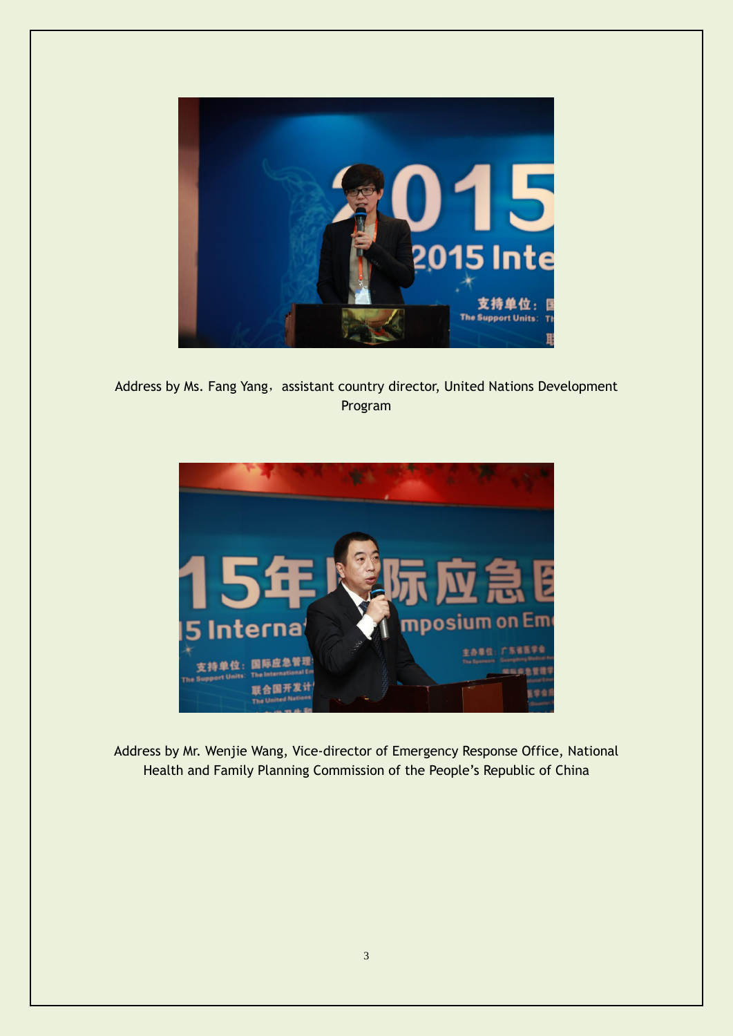Address by Ms. Fang Yang，assistant country director, United Nations Development Program

Address by Mr. Wenjie Wang, Vice-director of Emergency Response Office, National Health and Family Planning Commission of the People's Republic of China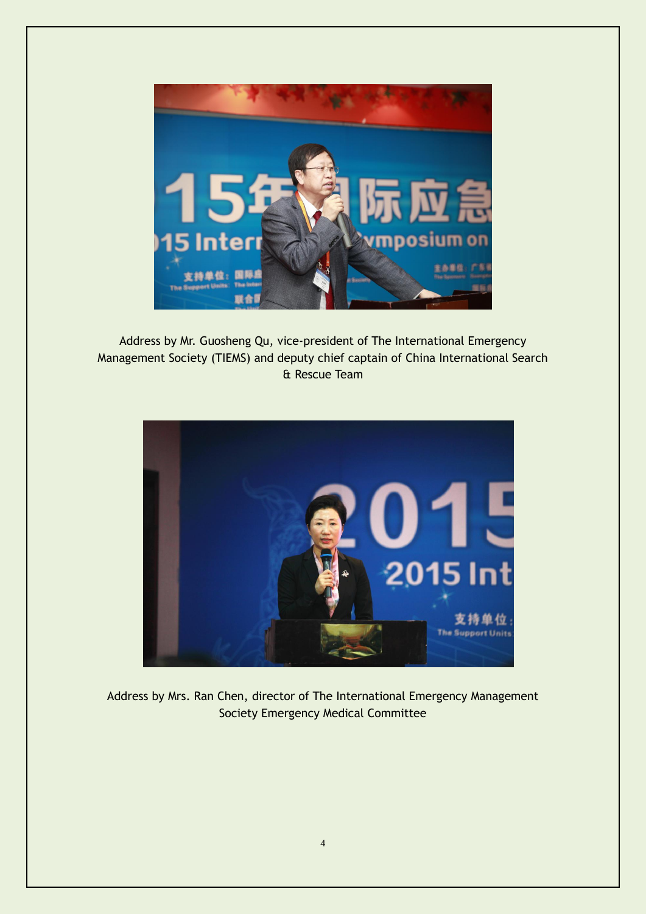Address by Mr. Guosheng Qu, vice-president of The International Emergency Management Society (TIEMS) and deputy chief captain of China International Search & Rescue Team

Address by Mrs. Ran Chen, director of The International Emergency Management Society Emergency Medical Committee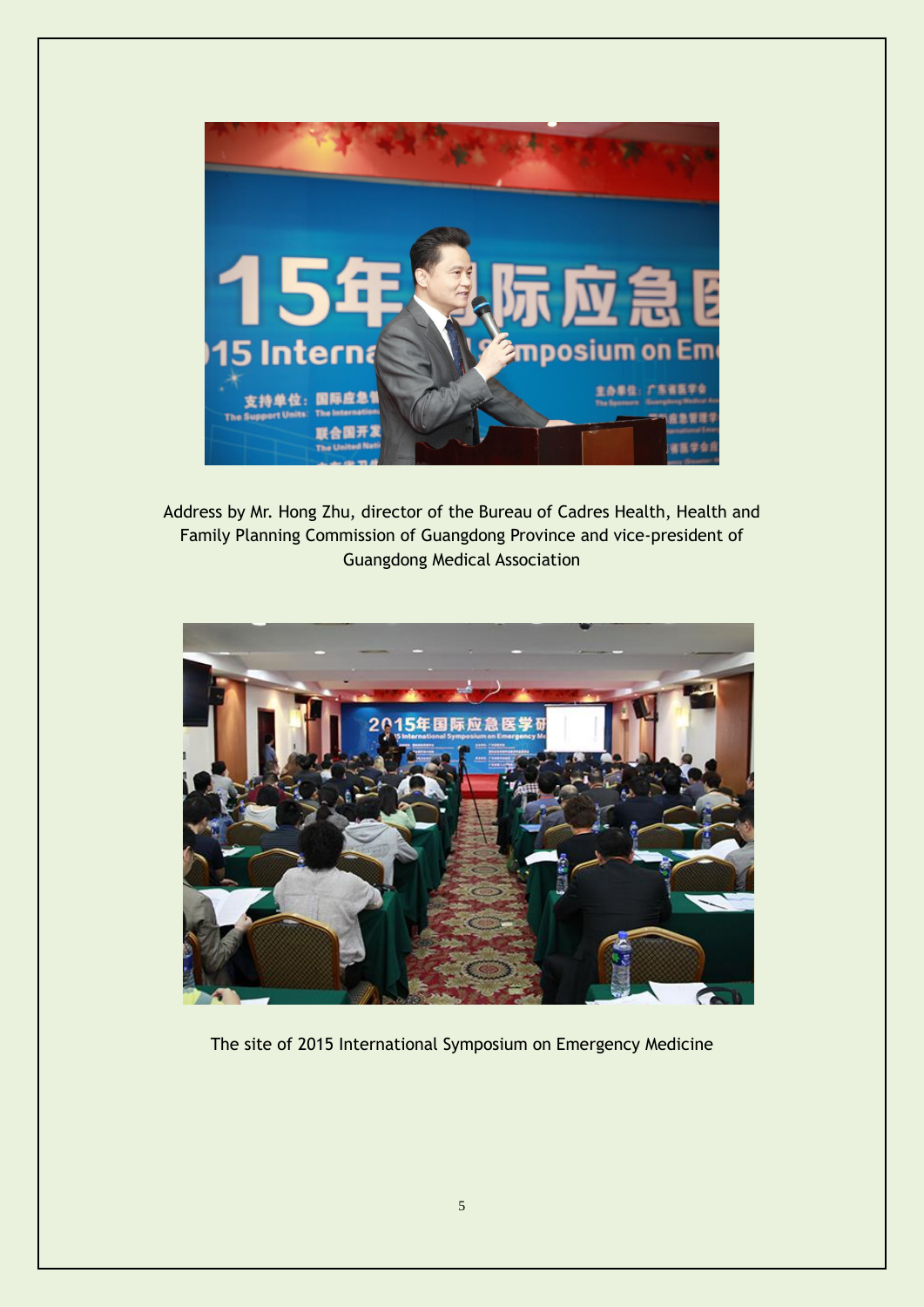Address by Mr. Hong Zhu, director of the Bureau of Cadres Health, Health and Family Planning Commission of Guangdong Province and vice-president of Guangdong Medical Association

The site of 2015 International Symposium on Emergency Medicine